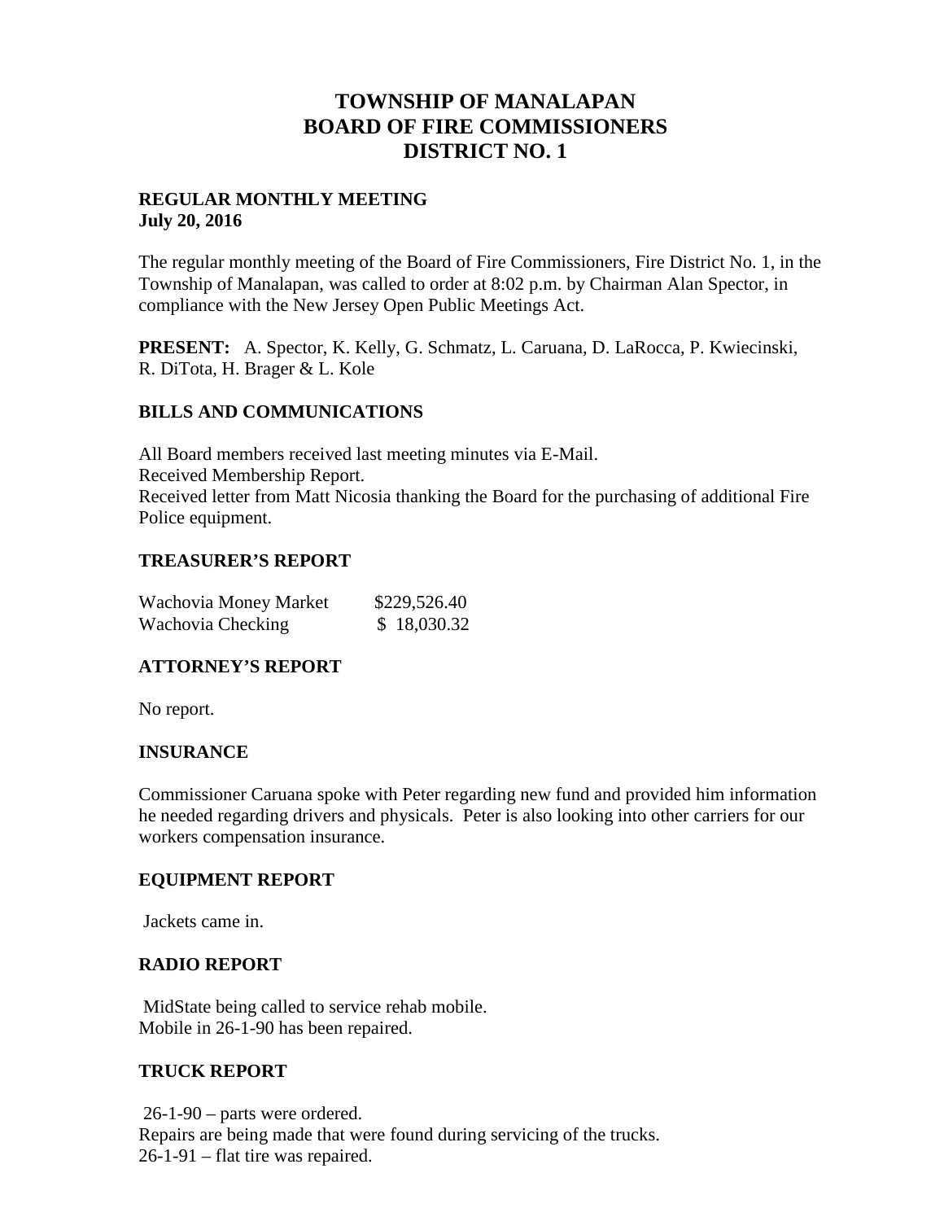# TOWNSHIP OF MANALAPAN
# BOARD OF FIRE COMMISSIONERS
# DISTRICT NO. 1

**REGULAR MONTHLY MEETING**
**July 20, 2016**

The regular monthly meeting of the Board of Fire Commissioners, Fire District No. 1, in the Township of Manalapan, was called to order at 8:02 p.m. by Chairman Alan Spector, in compliance with the New Jersey Open Public Meetings Act.

**PRESENT:** A. Spector, K. Kelly, G. Schmatz, L. Caruana, D. LaRocca, P. Kwiecinski, R. DiTota, H. Brager & L. Kole

## BILLS AND COMMUNICATIONS

All Board members received last meeting minutes via E-Mail.
Received Membership Report.
Received letter from Matt Nicosia thanking the Board for the purchasing of additional Fire Police equipment.

## TREASURER'S REPORT

| | |
|---|---|
| Wachovia Money Market | $229,526.40 |
| Wachovia Checking | $ 18,030.32 |

## ATTORNEY'S REPORT

No report.

## INSURANCE

Commissioner Caruana spoke with Peter regarding new fund and provided him information he needed regarding drivers and physicals. Peter is also looking into other carriers for our workers compensation insurance.

## EQUIPMENT REPORT

Jackets came in.

## RADIO REPORT

MidState being called to service rehab mobile.
Mobile in 26-1-90 has been repaired.

## TRUCK REPORT

26-1-90 – parts were ordered.
Repairs are being made that were found during servicing of the trucks.
26-1-91 – flat tire was repaired.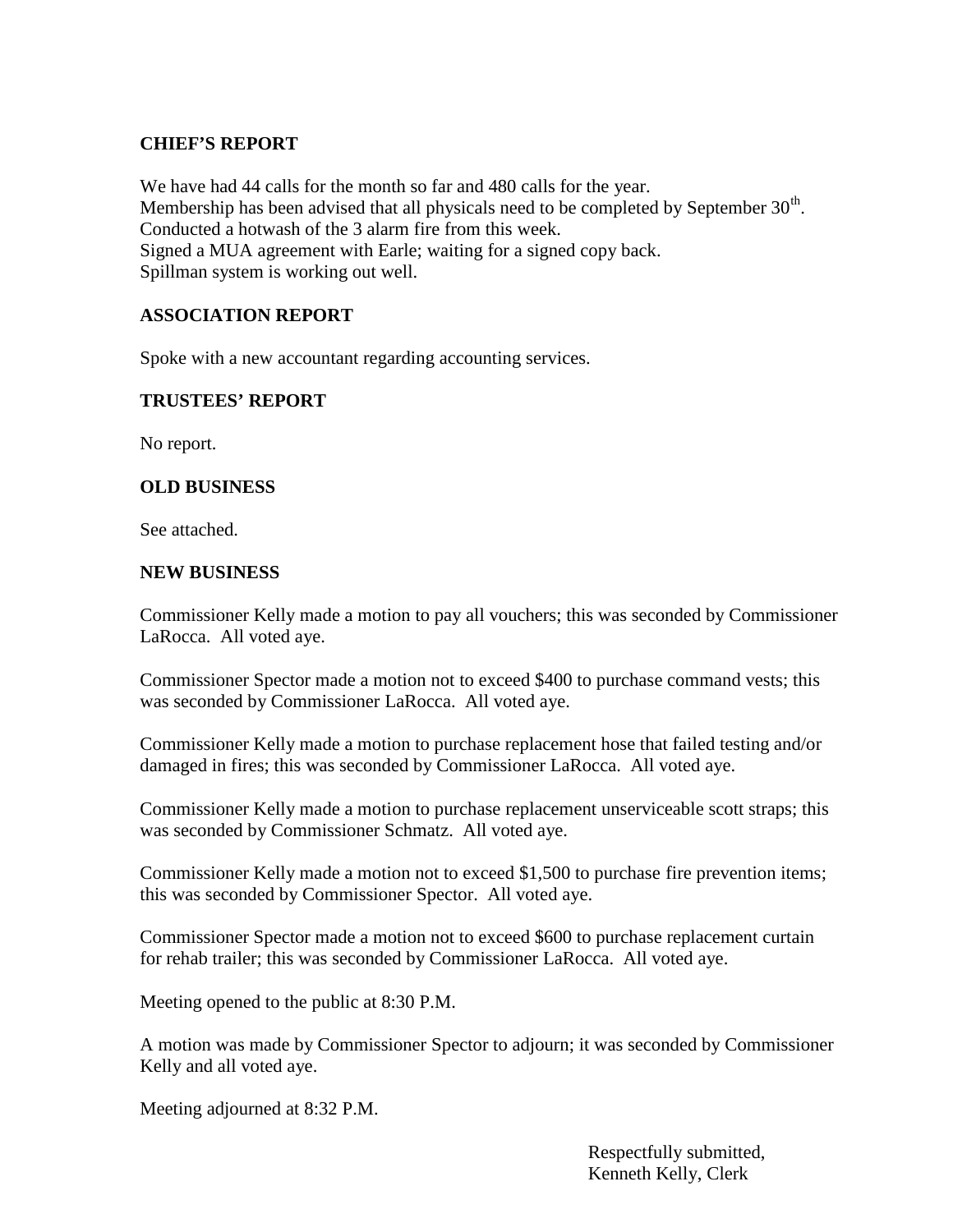**CHIEF'S REPORT**

We have had 44 calls for the month so far and 480 calls for the year.
Membership has been advised that all physicals need to be completed by September 30th.
Conducted a hotwash of the 3 alarm fire from this week.
Signed a MUA agreement with Earle; waiting for a signed copy back.
Spillman system is working out well.

**ASSOCIATION REPORT**

Spoke with a new accountant regarding accounting services.

**TRUSTEES' REPORT**

No report.

**OLD BUSINESS**

See attached.

**NEW BUSINESS**

Commissioner Kelly made a motion to pay all vouchers; this was seconded by Commissioner LaRocca. All voted aye.

Commissioner Spector made a motion not to exceed $400 to purchase command vests; this was seconded by Commissioner LaRocca. All voted aye.

Commissioner Kelly made a motion to purchase replacement hose that failed testing and/or damaged in fires; this was seconded by Commissioner LaRocca. All voted aye.

Commissioner Kelly made a motion to purchase replacement unserviceable scott straps; this was seconded by Commissioner Schmatz. All voted aye.

Commissioner Kelly made a motion not to exceed $1,500 to purchase fire prevention items; this was seconded by Commissioner Spector. All voted aye.

Commissioner Spector made a motion not to exceed $600 to purchase replacement curtain for rehab trailer; this was seconded by Commissioner LaRocca. All voted aye.

Meeting opened to the public at 8:30 P.M.

A motion was made by Commissioner Spector to adjourn; it was seconded by Commissioner Kelly and all voted aye.

Meeting adjourned at 8:32 P.M.

Respectfully submitted,
Kenneth Kelly, Clerk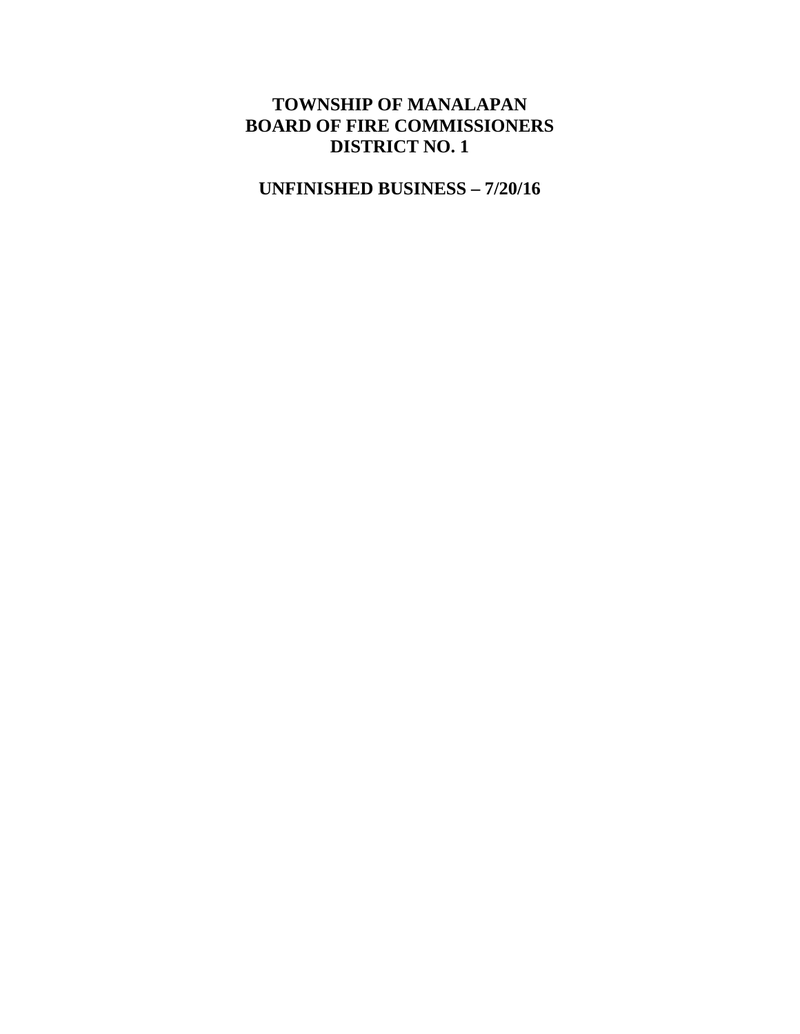# TOWNSHIP OF MANALAPAN
# BOARD OF FIRE COMMISSIONERS
# DISTRICT NO. 1

## UNFINISHED BUSINESS – 7/20/16